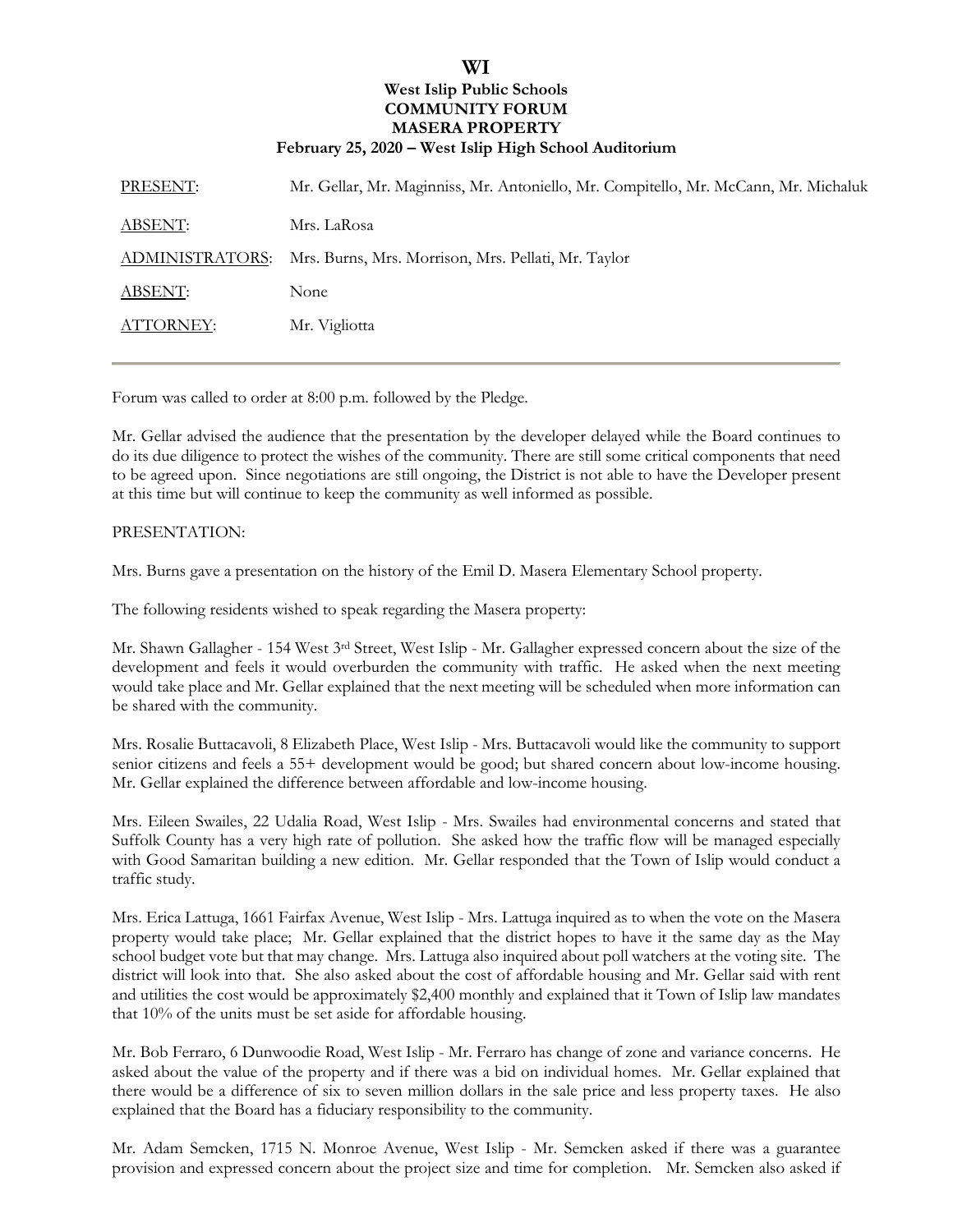# WI

## West Islip Public Schools
## COMMUNITY FORUM
## MASERA PROPERTY
### February 25, 2020 – West Islip High School Auditorium

| | |
|---|---|
| PRESENT: | Mr. Gellar, Mr. Maginniss, Mr. Antoniello, Mr. Compitello, Mr. McCann, Mr. Michaluk |
| ABSENT: | Mrs. LaRosa |
| ADMINISTRATORS: | Mrs. Burns, Mrs. Morrison, Mrs. Pellati, Mr. Taylor |
| ABSENT: | None |
| ATTORNEY: | Mr. Vigliotta |

---

Forum was called to order at 8:00 p.m. followed by the Pledge.

Mr. Gellar advised the audience that the presentation by the developer delayed while the Board continues to do its due diligence to protect the wishes of the community. There are still some critical components that need to be agreed upon. Since negotiations are still ongoing, the District is not able to have the Developer present at this time but will continue to keep the community as well informed as possible.

PRESENTATION:

Mrs. Burns gave a presentation on the history of the Emil D. Masera Elementary School property.

The following residents wished to speak regarding the Masera property:

Mr. Shawn Gallagher - 154 West 3rd Street, West Islip - Mr. Gallagher expressed concern about the size of the development and feels it would overburden the community with traffic. He asked when the next meeting would take place and Mr. Gellar explained that the next meeting will be scheduled when more information can be shared with the community.

Mrs. Rosalie Buttacavoli, 8 Elizabeth Place, West Islip - Mrs. Buttacavoli would like the community to support senior citizens and feels a 55+ development would be good; but shared concern about low-income housing. Mr. Gellar explained the difference between affordable and low-income housing.

Mrs. Eileen Swailes, 22 Udalia Road, West Islip - Mrs. Swailes had environmental concerns and stated that Suffolk County has a very high rate of pollution. She asked how the traffic flow will be managed especially with Good Samaritan building a new edition. Mr. Gellar responded that the Town of Islip would conduct a traffic study.

Mrs. Erica Lattuga, 1661 Fairfax Avenue, West Islip - Mrs. Lattuga inquired as to when the vote on the Masera property would take place; Mr. Gellar explained that the district hopes to have it the same day as the May school budget vote but that may change. Mrs. Lattuga also inquired about poll watchers at the voting site. The district will look into that. She also asked about the cost of affordable housing and Mr. Gellar said with rent and utilities the cost would be approximately $2,400 monthly and explained that it Town of Islip law mandates that 10% of the units must be set aside for affordable housing.

Mr. Bob Ferraro, 6 Dunwoodie Road, West Islip - Mr. Ferraro has change of zone and variance concerns. He asked about the value of the property and if there was a bid on individual homes. Mr. Gellar explained that there would be a difference of six to seven million dollars in the sale price and less property taxes. He also explained that the Board has a fiduciary responsibility to the community.

Mr. Adam Semcken, 1715 N. Monroe Avenue, West Islip - Mr. Semcken asked if there was a guarantee provision and expressed concern about the project size and time for completion. Mr. Semcken also asked if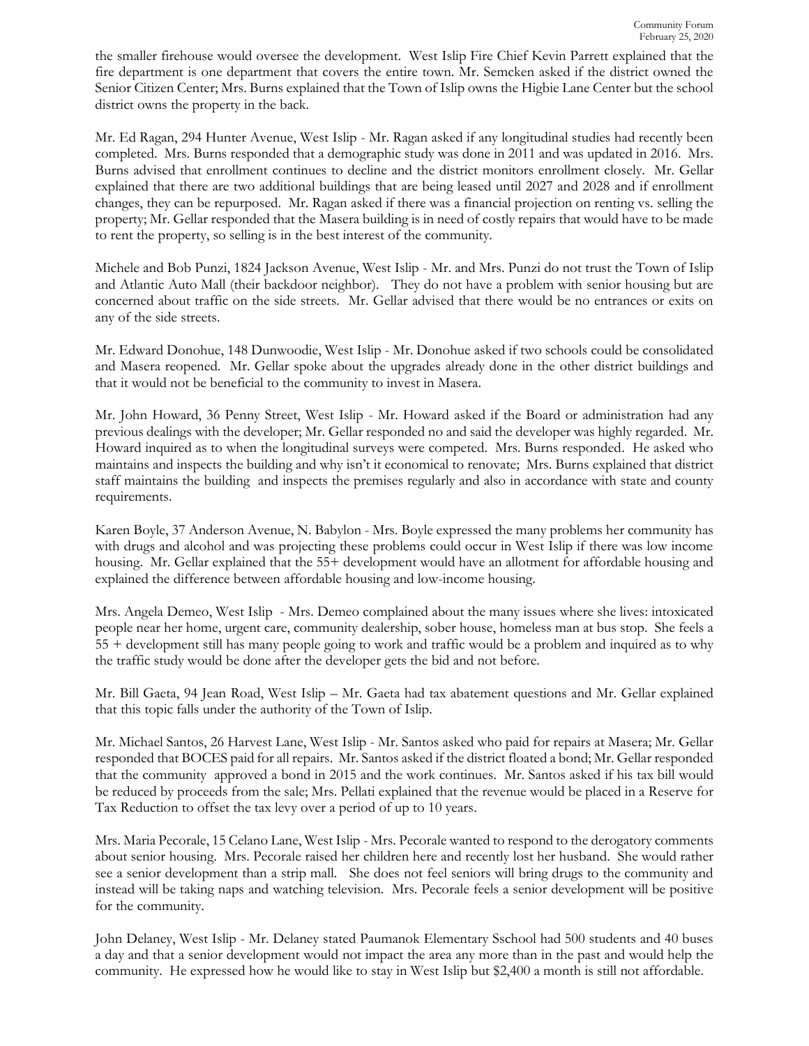the smaller firehouse would oversee the development. West Islip Fire Chief Kevin Parrett explained that the fire department is one department that covers the entire town. Mr. Semcken asked if the district owned the Senior Citizen Center; Mrs. Burns explained that the Town of Islip owns the Higbie Lane Center but the school district owns the property in the back.

Mr. Ed Ragan, 294 Hunter Avenue, West Islip - Mr. Ragan asked if any longitudinal studies had recently been completed. Mrs. Burns responded that a demographic study was done in 2011 and was updated in 2016. Mrs. Burns advised that enrollment continues to decline and the district monitors enrollment closely. Mr. Gellar explained that there are two additional buildings that are being leased until 2027 and 2028 and if enrollment changes, they can be repurposed. Mr. Ragan asked if there was a financial projection on renting vs. selling the property; Mr. Gellar responded that the Masera building is in need of costly repairs that would have to be made to rent the property, so selling is in the best interest of the community.

Michele and Bob Punzi, 1824 Jackson Avenue, West Islip - Mr. and Mrs. Punzi do not trust the Town of Islip and Atlantic Auto Mall (their backdoor neighbor). They do not have a problem with senior housing but are concerned about traffic on the side streets. Mr. Gellar advised that there would be no entrances or exits on any of the side streets.

Mr. Edward Donohue, 148 Dunwoodie, West Islip - Mr. Donohue asked if two schools could be consolidated and Masera reopened. Mr. Gellar spoke about the upgrades already done in the other district buildings and that it would not be beneficial to the community to invest in Masera.

Mr. John Howard, 36 Penny Street, West Islip - Mr. Howard asked if the Board or administration had any previous dealings with the developer; Mr. Gellar responded no and said the developer was highly regarded. Mr. Howard inquired as to when the longitudinal surveys were competed. Mrs. Burns responded. He asked who maintains and inspects the building and why isn't it economical to renovate; Mrs. Burns explained that district staff maintains the building and inspects the premises regularly and also in accordance with state and county requirements.

Karen Boyle, 37 Anderson Avenue, N. Babylon - Mrs. Boyle expressed the many problems her community has with drugs and alcohol and was projecting these problems could occur in West Islip if there was low income housing. Mr. Gellar explained that the 55+ development would have an allotment for affordable housing and explained the difference between affordable housing and low-income housing.

Mrs. Angela Demeo, West Islip - Mrs. Demeo complained about the many issues where she lives: intoxicated people near her home, urgent care, community dealership, sober house, homeless man at bus stop. She feels a 55 + development still has many people going to work and traffic would be a problem and inquired as to why the traffic study would be done after the developer gets the bid and not before.

Mr. Bill Gaeta, 94 Jean Road, West Islip – Mr. Gaeta had tax abatement questions and Mr. Gellar explained that this topic falls under the authority of the Town of Islip.

Mr. Michael Santos, 26 Harvest Lane, West Islip - Mr. Santos asked who paid for repairs at Masera; Mr. Gellar responded that BOCES paid for all repairs. Mr. Santos asked if the district floated a bond; Mr. Gellar responded that the community approved a bond in 2015 and the work continues. Mr. Santos asked if his tax bill would be reduced by proceeds from the sale; Mrs. Pellati explained that the revenue would be placed in a Reserve for Tax Reduction to offset the tax levy over a period of up to 10 years.

Mrs. Maria Pecorale, 15 Celano Lane, West Islip - Mrs. Pecorale wanted to respond to the derogatory comments about senior housing. Mrs. Pecorale raised her children here and recently lost her husband. She would rather see a senior development than a strip mall. She does not feel seniors will bring drugs to the community and instead will be taking naps and watching television. Mrs. Pecorale feels a senior development will be positive for the community.

John Delaney, West Islip - Mr. Delaney stated Paumanok Elementary Sschool had 500 students and 40 buses a day and that a senior development would not impact the area any more than in the past and would help the community. He expressed how he would like to stay in West Islip but $2,400 a month is still not affordable.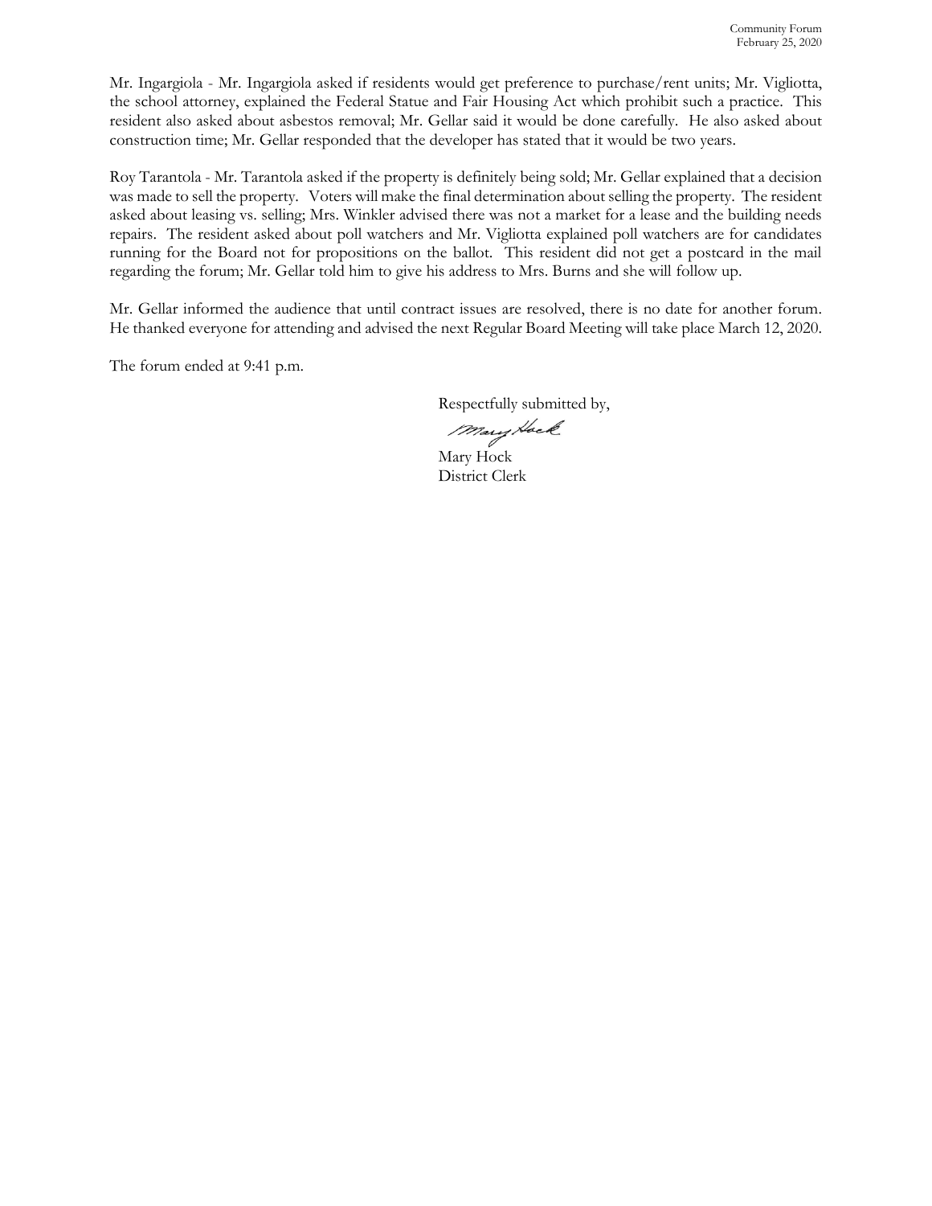Mr. Ingargiola - Mr. Ingargiola asked if residents would get preference to purchase/rent units; Mr. Vigliotta, the school attorney, explained the Federal Statue and Fair Housing Act which prohibit such a practice. This resident also asked about asbestos removal; Mr. Gellar said it would be done carefully. He also asked about construction time; Mr. Gellar responded that the developer has stated that it would be two years.

Roy Tarantola - Mr. Tarantola asked if the property is definitely being sold; Mr. Gellar explained that a decision was made to sell the property. Voters will make the final determination about selling the property. The resident asked about leasing vs. selling; Mrs. Winkler advised there was not a market for a lease and the building needs repairs. The resident asked about poll watchers and Mr. Vigliotta explained poll watchers are for candidates running for the Board not for propositions on the ballot. This resident did not get a postcard in the mail regarding the forum; Mr. Gellar told him to give his address to Mrs. Burns and she will follow up.

Mr. Gellar informed the audience that until contract issues are resolved, there is no date for another forum. He thanked everyone for attending and advised the next Regular Board Meeting will take place March 12, 2020.

The forum ended at 9:41 p.m.

Respectfully submitted by,

Mary Hock

Mary Hock
District Clerk